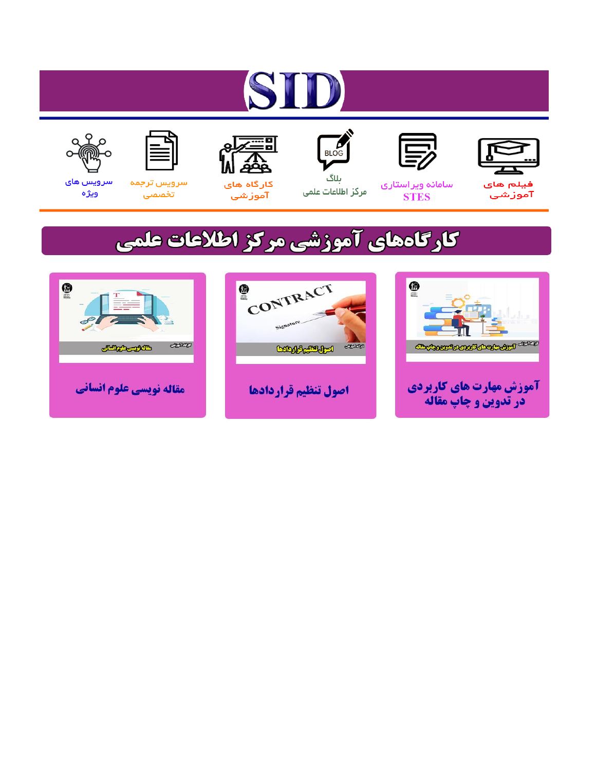# SID

فیلم های آموزشی

سامانه ویراستاری STES

بلاگ مرکز اطلاعات علمی

کارگاه های آموزشی

سرویس ترجمه تخصصی

سرویس های ویژه

## کارگاه‌های آموزشی مرکز اطلاعات علمی

آموزش مهارت های کاربردی در تدوین و چاپ مقاله

اصول تنظیم قراردادها

مقاله نویسی علوم انسانی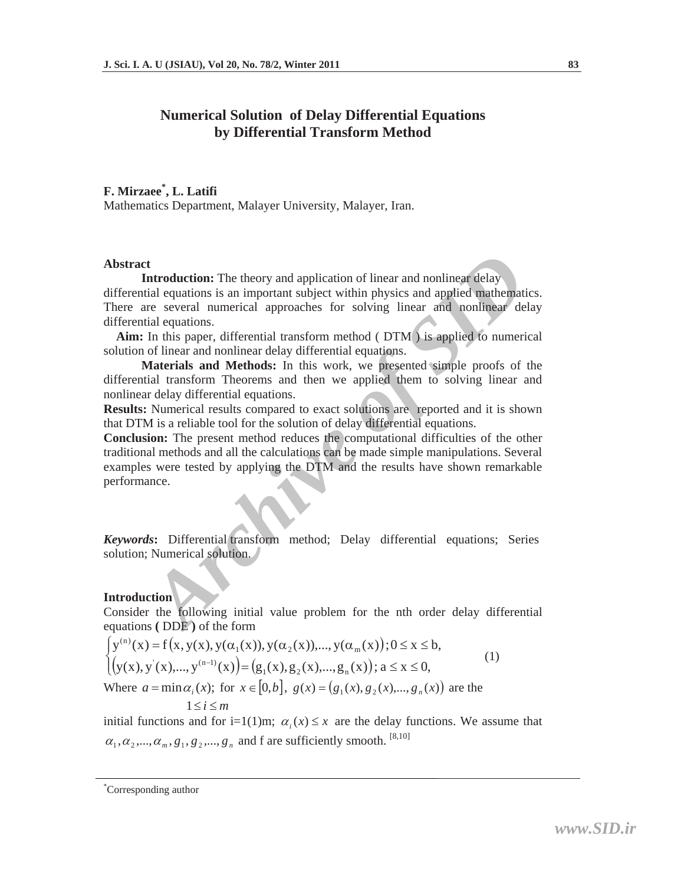# Numerical Solution of Delay Differential Equations by Differential Transform Method

**F. Mirzaee[*], L. Latifi**

Mathematics Department, Malayer University, Malayer, Iran.

## Abstract

**Introduction:** The theory and application of linear and nonlinear delay differential equations is an important subject within physics and applied mathematics. There are several numerical approaches for solving linear and nonlinear delay differential equations.

**Aim:** In this paper, differential transform method ( DTM ) is applied to numerical solution of linear and nonlinear delay differential equations.

**Materials and Methods:** In this work, we presented simple proofs of the differential transform Theorems and then we applied them to solving linear and nonlinear delay differential equations.

**Results:** Numerical results compared to exact solutions are reported and it is shown that DTM is a reliable tool for the solution of delay differential equations.

**Conclusion:** The present method reduces the computational difficulties of the other traditional methods and all the calculations can be made simple manipulations. Several examples were tested by applying the DTM and the results have shown remarkable performance.

***Keywords*:** Differential transform method; Delay differential equations; Series solution; Numerical solution.

## Introduction

Consider the following initial value problem for the nth order delay differential equations **(** DDE **)** of the form

$$\begin{cases} y^{(n)}(x) = f\left(x, y(x), y(\alpha_1(x)), y(\alpha_2(x)), ..., y(\alpha_m(x))\right); 0 \le x \le b, \\ \left(y(x), y'(x), ..., y^{(n-1)}(x)\right) = \left(g_1(x), g_2(x), ..., g_n(x)\right); a \le x \le 0, \end{cases} \tag{1}$$

Where $a = \min_{1 \le i \le m} \alpha_i(x);$ for $x \in [0, b]$, $g(x) = \left(g_1(x), g_2(x), ..., g_n(x)\right)$ are the initial functions and for i=1(1)m; $\alpha_i(x) \le x$ are the delay functions. We assume that $\alpha_1, \alpha_2, ..., \alpha_m, g_1, g_2, ..., g_n$ and f are sufficiently smooth. [8,10]

[*]Corresponding author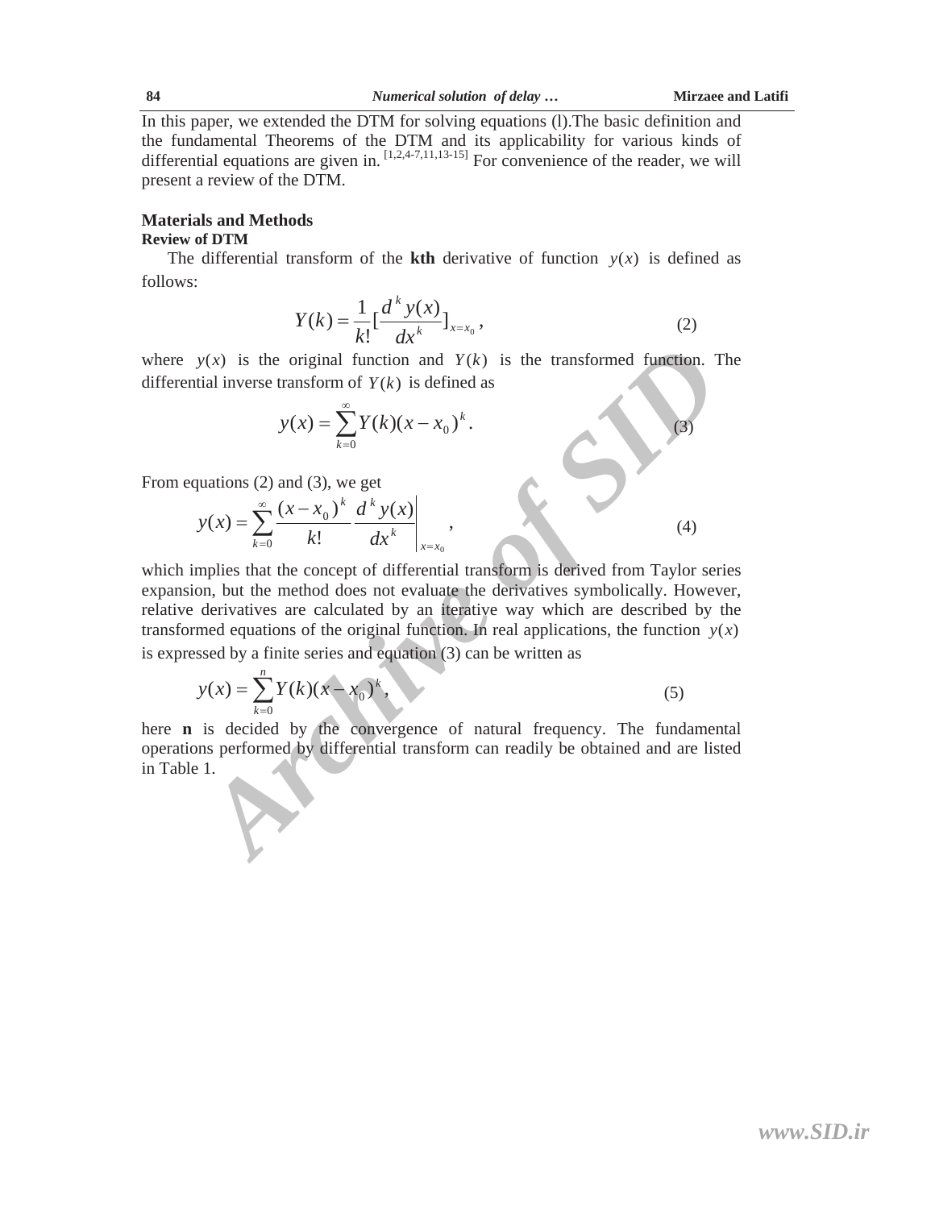In this paper, we extended the DTM for solving equations (l).The basic definition and the fundamental Theorems of the DTM and its applicability for various kinds of differential equations are given in. [1,2,4-7,11,13-15] For convenience of the reader, we will present a review of the DTM.

## Materials and Methods

### Review of DTM

The differential transform of the **kth** derivative of function $y(x)$ is defined as follows:

$$Y(k) = \frac{1}{k!}\left[\frac{d^k y(x)}{dx^k}\right]_{x=x_0}, \tag{2}$$

where $y(x)$ is the original function and $Y(k)$ is the transformed function. The differential inverse transform of $Y(k)$ is defined as

$$y(x) = \sum_{k=0}^{\infty} Y(k)(x - x_0)^k. \tag{3}$$

From equations (2) and (3), we get

$$y(x) = \sum_{k=0}^{\infty} \frac{(x - x_0)^k}{k!} \left.\frac{d^k y(x)}{dx^k}\right|_{x=x_0}, \tag{4}$$

which implies that the concept of differential transform is derived from Taylor series expansion, but the method does not evaluate the derivatives symbolically. However, relative derivatives are calculated by an iterative way which are described by the transformed equations of the original function. In real applications, the function $y(x)$ is expressed by a finite series and equation (3) can be written as

$$y(x) = \sum_{k=0}^{n} Y(k)(x - x_0)^k, \tag{5}$$

here **n** is decided by the convergence of natural frequency. The fundamental operations performed by differential transform can readily be obtained and are listed in Table 1.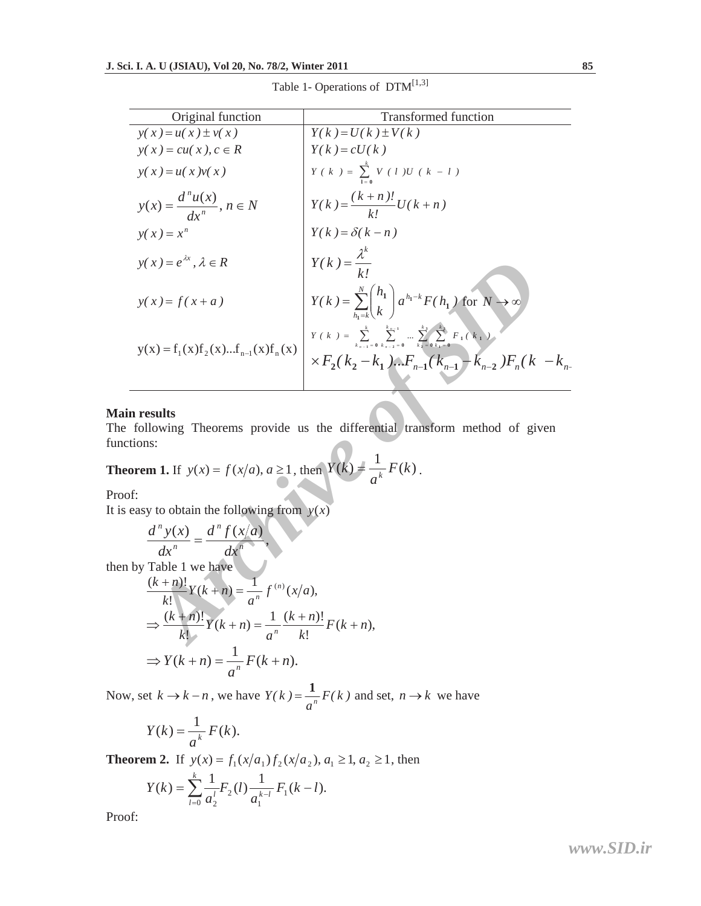Table 1- Operations of DTM[1,3]

| Original function | Transformed function |
|---|---|
| $y(x)=u(x)\pm v(x)$ | $Y(k)=U(k)\pm V(k)$ |
| $y(x)=cu(x), c\in R$ | $Y(k)=cU(k)$ |
| $y(x)=u(x)v(x)$ | $Y(k)=\sum_{l=0}^{k} V(l)U(k-l)$ |
| $y(x)=\dfrac{d^n u(x)}{dx^n}, n\in N$ | $Y(k)=\dfrac{(k+n)!}{k!}U(k+n)$ |
| $y(x)=x^n$ | $Y(k)=\delta(k-n)$ |
| $y(x)=e^{\lambda x}, \lambda\in R$ | $Y(k)=\dfrac{\lambda^k}{k!}$ |
| $y(x)=f(x+a)$ | $Y(k)=\sum_{h_1=k}^{N}\binom{h_1}{k}a^{h_1-k}F(h_1)$ for $N\to\infty$ |
| $y(x)=f_1(x)f_2(x)...f_{n-1}(x)f_n(x)$ | $Y(k)=\sum_{k_{n-1}=0}^{k}\sum_{k_{n-2}=0}^{k_{n-1}}...\sum_{k_2=0}^{k_3}\sum_{k_1=0}^{k_2}F_1(k_1)\times F_2(k_2-k_1)...F_{n-1}(k_{n-1}-k_{n-2})F_n(k-k_{n-1})$ |

**Main results**

The following Theorems provide us the differential transform method of given functions:

**Theorem 1.** If $y(x)=f(x/a), a\geq 1$, then $Y(k)=\dfrac{1}{a^k}F(k)$.

Proof:

It is easy to obtain the following from $y(x)$

$$\frac{d^n y(x)}{dx^n}=\frac{d^n f(x/a)}{dx^n},$$

then by Table 1 we have

$$\frac{(k+n)!}{k!}Y(k+n)=\frac{1}{a^n}f^{(n)}(x/a),$$

$$\Rightarrow \frac{(k+n)!}{k!}Y(k+n)=\frac{1}{a^n}\frac{(k+n)!}{k!}F(k+n),$$

$$\Rightarrow Y(k+n)=\frac{1}{a^n}F(k+n).$$

Now, set $k\to k-n$, we have $Y(k)=\dfrac{1}{a^n}F(k)$ and set, $n\to k$ we have

$$Y(k)=\frac{1}{a^k}F(k).$$

**Theorem 2.** If $y(x)=f_1(x/a_1)f_2(x/a_2), a_1\geq 1, a_2\geq 1$, then

$$Y(k)=\sum_{l=0}^{k}\frac{1}{a_2^l}F_2(l)\frac{1}{a_1^{k-l}}F_1(k-l).$$

Proof: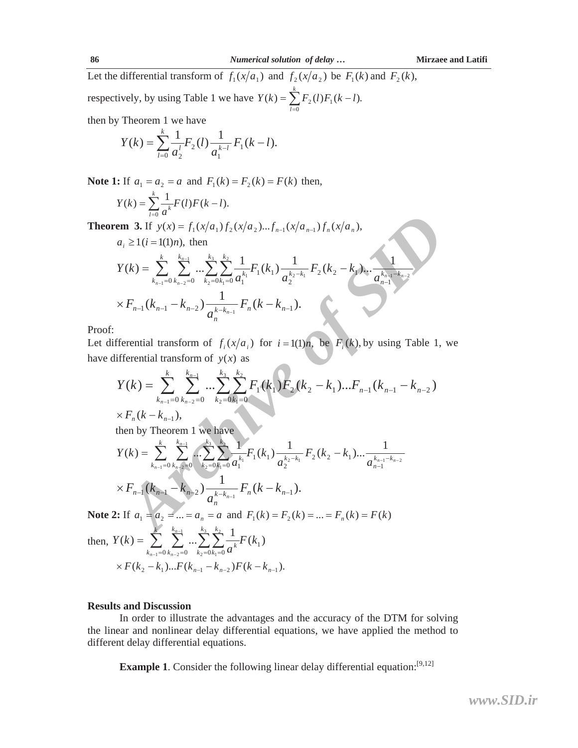Let the differential transform of $f_1(x/a_1)$ and $f_2(x/a_2)$ be $F_1(k)$ and $F_2(k)$, respectively, by using Table 1 we have $Y(k) = \sum_{l=0}^{k} F_2(l)F_1(k-l).$

then by Theorem 1 we have

$$Y(k) = \sum_{l=0}^{k} \frac{1}{a_2^l} F_2(l) \frac{1}{a_1^{k-l}} F_1(k-l).$$

**Note 1:** If $a_1 = a_2 = a$ and $F_1(k) = F_2(k) = F(k)$ then,

$$Y(k) = \sum_{l=0}^{k} \frac{1}{a^k} F(l)F(k-l).$$

**Theorem 3.** If $y(x) = f_1(x/a_1) f_2(x/a_2) \ldots f_{n-1}(x/a_{n-1}) f_n(x/a_n)$, $a_i \geq 1 (i = 1(1)n)$, then

$$Y(k) = \sum_{k_{n-1}=0}^{k} \sum_{k_{n-2}=0}^{k_{n-1}} \ldots \sum_{k_2=0}^{k_3} \sum_{k_1=0}^{k_2} \frac{1}{a_1^{k_1}} F_1(k_1) \frac{1}{a_2^{k_2-k_1}} F_2(k_2-k_1) \ldots \frac{1}{a_{n-1}^{k_{n-1}-k_{n-2}}}$$
$$\times F_{n-1}(k_{n-1}-k_{n-2}) \frac{1}{a_n^{k-k_{n-1}}} F_n(k-k_{n-1}).$$

Proof:

Let differential transform of $f_i(x/a_i)$ for $i = 1(1)n$, be $F_i(k)$, by using Table 1, we have differential transform of $y(x)$ as

$$Y(k) = \sum_{k_{n-1}=0}^{k} \sum_{k_{n-2}=0}^{k_{n-1}} \ldots \sum_{k_2=0}^{k_3} \sum_{k_1=0}^{k_2} F_1(k_1) F_2(k_2-k_1) \ldots F_{n-1}(k_{n-1}-k_{n-2})$$
$$\times F_n(k-k_{n-1}),$$

then by Theorem 1 we have

$$Y(k) = \sum_{k_{n-1}=0}^{k} \sum_{k_{n-2}=0}^{k_{n-1}} \ldots \sum_{k_2=0}^{k_3} \sum_{k_1=0}^{k_2} \frac{1}{a_1^{k_1}} F_1(k_1) \frac{1}{a_2^{k_2-k_1}} F_2(k_2-k_1) \ldots \frac{1}{a_{n-1}^{k_{n-1}-k_{n-2}}}$$
$$\times F_{n-1}(k_{n-1}-k_{n-2}) \frac{1}{a_n^{k-k_{n-1}}} F_n(k-k_{n-1}).$$

**Note 2:** If $a_1 = a_2 = \ldots = a_n = a$ and $F_1(k) = F_2(k) = \ldots = F_n(k) = F(k)$

then, $$Y(k) = \sum_{k_{n-1}=0}^{k} \sum_{k_{n-2}=0}^{k_{n-1}} \ldots \sum_{k_2=0}^{k_3} \sum_{k_1=0}^{k_2} \frac{1}{a^k} F(k_1)$$
$$\times F(k_2-k_1) \ldots F(k_{n-1}-k_{n-2}) F(k-k_{n-1}).$$

## Results and Discussion

In order to illustrate the advantages and the accuracy of the DTM for solving the linear and nonlinear delay differential equations, we have applied the method to different delay differential equations.

**Example 1**. Consider the following linear delay differential equation:[9,12]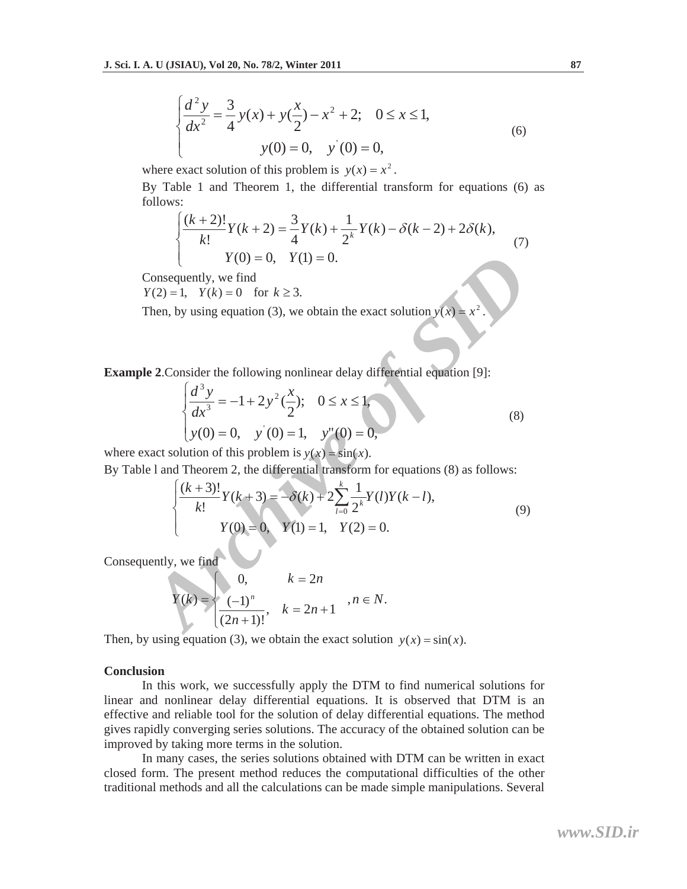$$
\begin{cases} \dfrac{d^2 y}{dx^2} = \dfrac{3}{4} y(x) + y(\dfrac{x}{2}) - x^2 + 2; \quad 0 \le x \le 1, \\ \qquad\qquad y(0) = 0, \quad y'(0) = 0, \end{cases} \tag{6}
$$

where exact solution of this problem is $y(x) = x^2$.

By Table 1 and Theorem 1, the differential transform for equations (6) as follows:

$$
\begin{cases} \dfrac{(k+2)!}{k!} Y(k+2) = \dfrac{3}{4} Y(k) + \dfrac{1}{2^k} Y(k) - \delta(k-2) + 2\delta(k), \\ \qquad Y(0) = 0, \quad Y(1) = 0. \end{cases} \tag{7}
$$

Consequently, we find

$Y(2) = 1, \quad Y(k) = 0 \quad \text{for } k \ge 3.$

Then, by using equation (3), we obtain the exact solution $y(x) = x^2$.

**Example 2**.Consider the following nonlinear delay differential equation [9]:

$$
\begin{cases} \dfrac{d^3 y}{dx^3} = -1 + 2y^2(\dfrac{x}{2}); \quad 0 \le x \le 1, \\ y(0) = 0, \quad y'(0) = 1, \quad y''(0) = 0, \end{cases} \tag{8}
$$

where exact solution of this problem is $y(x) = \sin(x)$.

By Table l and Theorem 2, the differential transform for equations (8) as follows:

$$
\begin{cases} \dfrac{(k+3)!}{k!} Y(k+3) = -\delta(k) + 2\displaystyle\sum_{l=0}^{k} \dfrac{1}{2^k} Y(l) Y(k-l), \\ \qquad Y(0) = 0, \quad Y(1) = 1, \quad Y(2) = 0. \end{cases} \tag{9}
$$

Consequently, we find

$$
Y(k) = \begin{cases} 0, & k = 2n \\ \dfrac{(-1)^n}{(2n+1)!}, & k = 2n+1 \end{cases}, n \in N.
$$

Then, by using equation (3), we obtain the exact solution $y(x) = \sin(x)$.

**Conclusion**

In this work, we successfully apply the DTM to find numerical solutions for linear and nonlinear delay differential equations. It is observed that DTM is an effective and reliable tool for the solution of delay differential equations. The method gives rapidly converging series solutions. The accuracy of the obtained solution can be improved by taking more terms in the solution.

In many cases, the series solutions obtained with DTM can be written in exact closed form. The present method reduces the computational difficulties of the other traditional methods and all the calculations can be made simple manipulations. Several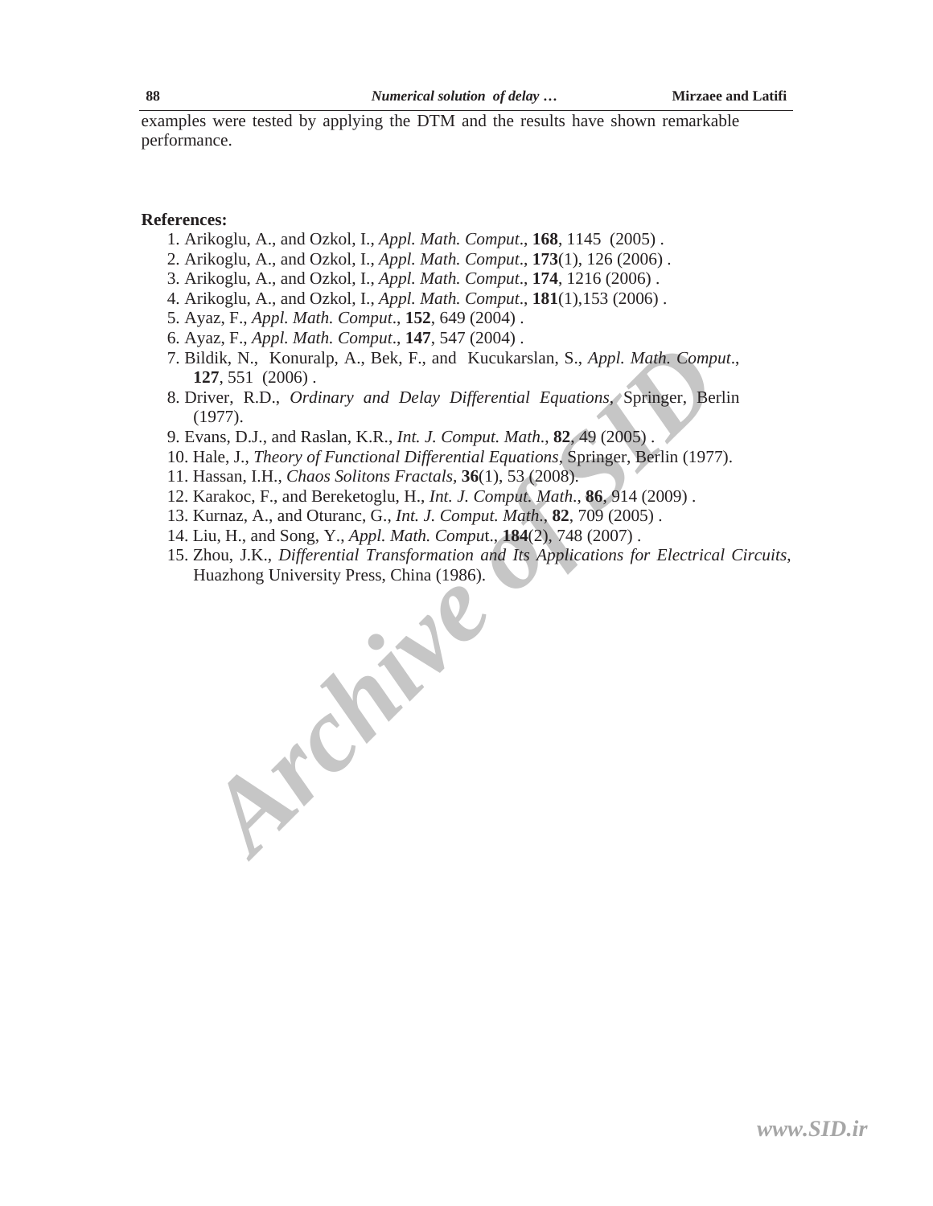examples were tested by applying the DTM and the results have shown remarkable performance.

**References:**

1. Arikoglu, A., and Ozkol, I., *Appl. Math. Comput*., **168**, 1145 (2005) .
2. Arikoglu, A., and Ozkol, I., *Appl. Math. Comput*., **173**(1), 126 (2006) .
3. Arikoglu, A., and Ozkol, I., *Appl. Math. Comput*., **174**, 1216 (2006) .
4. Arikoglu, A., and Ozkol, I., *Appl. Math. Comput*., **181**(1),153 (2006) .
5. Ayaz, F., *Appl. Math. Comput*., **152**, 649 (2004) .
6. Ayaz, F., *Appl. Math. Comput*., **147**, 547 (2004) .
7. Bildik, N., Konuralp, A., Bek, F., and Kucukarslan, S., *Appl. Math. Comput*., **127**, 551 (2006) .
8. Driver, R.D., *Ordinary and Delay Differential Equations*, Springer, Berlin (1977).
9. Evans, D.J., and Raslan, K.R., *Int. J. Comput. Math*., **82**, 49 (2005) .
10. Hale, J., *Theory of Functional Differential Equations*, Springer, Berlin (1977).
11. Hassan, I.H., *Chaos Solitons Fractals*, **36**(1), 53 (2008).
12. Karakoc, F., and Bereketoglu, H., *Int. J. Comput. Math*., **86**, 914 (2009) .
13. Kurnaz, A., and Oturanc, G., *Int. J. Comput. Math*., **82**, 709 (2005) .
14. Liu, H., and Song, Y., *Appl. Math. Comput*., **184**(2), 748 (2007) .
15. Zhou, J.K., *Differential Transformation and Its Applications for Electrical Circuits*, Huazhong University Press, China (1986).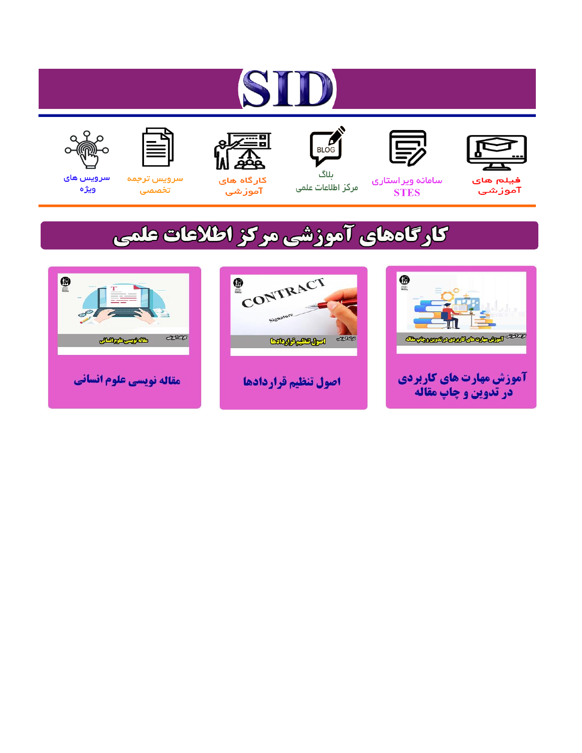# SID

فیلم های آموزشی

سامانه ویراستاری STES

بلاگ مرکز اطلاعات علمی

کارگاه های آموزشی

سرویس ترجمه تخصصی

سرویس های ویژه

## کارگاه‌های آموزشی مرکز اطلاعات علمی

آموزش مهارت های کاربردی در تدوین و چاپ مقاله

اصول تنظیم قراردادها

مقاله نویسی علوم انسانی